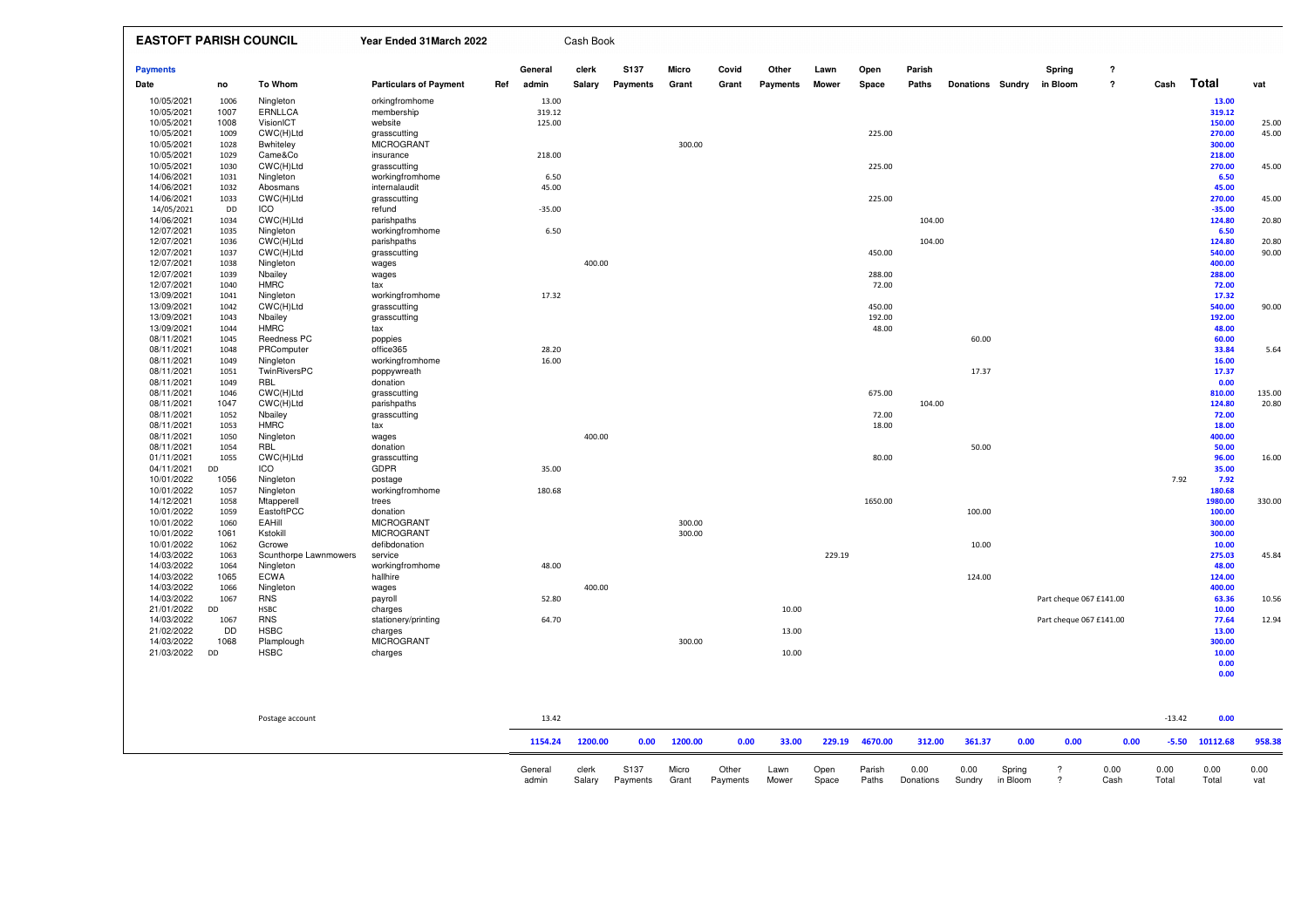# EASTOFT PARISH COUNCIL

**Year Ended 31March 2022** — Cash Book

**Payments**

| Date | no | To Whom | Particulars of Payment | Ref | General admin | clerk Salary | S137 Payments | Micro Grant | Covid Grant | Other Payments | Lawn Mower | Open Space | Parish Paths | Donations | Sundry | Spring in Bloom | ? ? | Cash | Total | vat |
|---|---|---|---|---|---|---|---|---|---|---|---|---|---|---|---|---|---|---|---|---|
| 10/05/2021 | 1006 | Ningleton | orkingfromhome | | 13.00 | | | | | | | | | | | | | | 13.00 | |
| 10/05/2021 | 1007 | ERNLLCA | membership | | 319.12 | | | | | | | | | | | | | | 319.12 | |
| 10/05/2021 | 1008 | VisionICT | website | | 125.00 | | | | | | | | | | | | | | 150.00 | 25.00 |
| 10/05/2021 | 1009 | CWC(H)Ltd | grasscutting | | | | | | | | | 225.00 | | | | | | | 270.00 | 45.00 |
| 10/05/2021 | 1028 | Bwhiteley | MICROGRANT | | | | | 300.00 | | | | | | | | | | | 300.00 | |
| 10/05/2021 | 1029 | Came&Co | insurance | | 218.00 | | | | | | | | | | | | | | 218.00 | |
| 10/05/2021 | 1030 | CWC(H)Ltd | grasscutting | | | | | | | | | 225.00 | | | | | | | 270.00 | 45.00 |
| 14/06/2021 | 1031 | Ningleton | workingfromhome | | 6.50 | | | | | | | | | | | | | | 6.50 | |
| 14/06/2021 | 1032 | Abosmans | internalaudit | | 45.00 | | | | | | | | | | | | | | 45.00 | |
| 14/06/2021 | 1033 | CWC(H)Ltd | grasscutting | | | | | | | | | 225.00 | | | | | | | 270.00 | 45.00 |
| 14/05/2021 | DD | ICO | refund | | -35.00 | | | | | | | | | | | | | | -35.00 | |
| 14/06/2021 | 1034 | CWC(H)Ltd | parishpaths | | | | | | | | | | 104.00 | | | | | | 124.80 | 20.80 |
| 12/07/2021 | 1035 | Ningleton | workingfromhome | | 6.50 | | | | | | | | | | | | | | 6.50 | |
| 12/07/2021 | 1036 | CWC(H)Ltd | parishpaths | | | | | | | | | | 104.00 | | | | | | 124.80 | 20.80 |
| 12/07/2021 | 1037 | CWC(H)Ltd | grasscutting | | | | | | | | | 450.00 | | | | | | | 540.00 | 90.00 |
| 12/07/2021 | 1038 | Ningleton | wages | | | 400.00 | | | | | | | | | | | | | 400.00 | |
| 12/07/2021 | 1039 | Nbailey | wages | | | | | | | | | 288.00 | | | | | | | 288.00 | |
| 12/07/2021 | 1040 | HMRC | tax | | | | | | | | | 72.00 | | | | | | | 72.00 | |
| 13/09/2021 | 1041 | Ningleton | workingfromhome | | 17.32 | | | | | | | | | | | | | | 17.32 | |
| 13/09/2021 | 1042 | CWC(H)Ltd | grasscutting | | | | | | | | | 450.00 | | | | | | | 540.00 | 90.00 |
| 13/09/2021 | 1043 | Nbailey | grasscutting | | | | | | | | | 192.00 | | | | | | | 192.00 | |
| 13/09/2021 | 1044 | HMRC | tax | | | | | | | | | 48.00 | | | | | | | 48.00 | |
| 08/11/2021 | 1045 | Reedness PC | poppies | | | | | | | | | | | 60.00 | | | | | 60.00 | |
| 08/11/2021 | 1048 | PRComputer | office365 | | 28.20 | | | | | | | | | | | | | | 33.84 | 5.64 |
| 08/11/2021 | 1049 | Ningleton | workingfromhome | | 16.00 | | | | | | | | | | | | | | 16.00 | |
| 08/11/2021 | 1051 | TwinRiversPC | poppywreath | | | | | | | | | | | 17.37 | | | | | 17.37 | |
| 08/11/2021 | 1049 | RBL | donation | | | | | | | | | | | | | | | | 0.00 | |
| 08/11/2021 | 1046 | CWC(H)Ltd | grasscutting | | | | | | | | | 675.00 | | | | | | | 810.00 | 135.00 |
| 08/11/2021 | 1047 | CWC(H)Ltd | parishpaths | | | | | | | | | | 104.00 | | | | | | 124.80 | 20.80 |
| 08/11/2021 | 1052 | Nbailey | grasscutting | | | | | | | | | 72.00 | | | | | | | 72.00 | |
| 08/11/2021 | 1053 | HMRC | tax | | | | | | | | | 18.00 | | | | | | | 18.00 | |
| 08/11/2021 | 1050 | Ningleton | wages | | | 400.00 | | | | | | | | | | | | | 400.00 | |
| 08/11/2021 | 1054 | RBL | donation | | | | | | | | | | | 50.00 | | | | | 50.00 | |
| 01/11/2021 | 1055 | CWC(H)Ltd | grasscutting | | | | | | | | | 80.00 | | | | | | | 96.00 | 16.00 |
| 04/11/2021 | DD | ICO | GDPR | | 35.00 | | | | | | | | | | | | | | 35.00 | |
| 10/01/2022 | 1056 | Ningleton | postage | | | | | | | | | | | | | | | 7.92 | 7.92 | |
| 10/01/2022 | 1057 | Ningleton | workingfromhome | | 180.68 | | | | | | | | | | | | | | 180.68 | |
| 14/12/2021 | 1058 | Mtapperell | trees | | | | | | | | | 1650.00 | | | | | | | 1980.00 | 330.00 |
| 10/01/2022 | 1059 | EastoftPCC | donation | | | | | | | | | | | 100.00 | | | | | 100.00 | |
| 10/01/2022 | 1060 | EAHill | MICROGRANT | | | | | 300.00 | | | | | | | | | | | 300.00 | |
| 10/01/2022 | 1061 | Kstokill | MICROGRANT | | | | | 300.00 | | | | | | | | | | | 300.00 | |
| 10/01/2022 | 1062 | Gcrowe | defibdonation | | | | | | | | | | | 10.00 | | | | | 10.00 | |
| 14/03/2022 | 1063 | Scunthorpe Lawnmowers | service | | | | | | | | 229.19 | | | | | | | | 275.03 | 45.84 |
| 14/03/2022 | 1064 | Ningleton | workingfromhome | | 48.00 | | | | | | | | | | | | | | 48.00 | |
| 14/03/2022 | 1065 | ECWA | hallhire | | | | | | | | | | | 124.00 | | | | | 124.00 | |
| 14/03/2022 | 1066 | Ningleton | wages | | | 400.00 | | | | | | | | | | | | | 400.00 | |
| 14/03/2022 | 1067 | RNS | payroll | | 52.80 | | | | | | | | | | | Part cheque 067 £141.00 | | | 63.36 | 10.56 |
| 21/01/2022 | DD | HSBC | charges | | | | | | | 10.00 | | | | | | | | | 10.00 | |
| 14/03/2022 | 1067 | RNS | stationery/printing | | 64.70 | | | | | | | | | | | Part cheque 067 £141.00 | | | 77.64 | 12.94 |
| 21/02/2022 | DD | HSBC | charges | | | | | | | 13.00 | | | | | | | | | 13.00 | |
| 14/03/2022 | 1068 | Plamplough | MICROGRANT | | | | | 300.00 | | | | | | | | | | | 300.00 | |
| 21/03/2022 | DD | HSBC | charges | | | | | | | 10.00 | | | | | | | | | 10.00 | |
| | | | | | | | | | | | | | | | | | | | 0.00 | |
| | | | | | | | | | | | | | | | | | | | 0.00 | |
| | | Postage account | | | 13.42 | | | | | | | | | | | | | -13.42 | 0.00 | |
| | | | | | **1154.24** | **1200.00** | **0.00** | **1200.00** | **0.00** | **33.00** | **229.19** | **4670.00** | **312.00** | **361.37** | **0.00** | **0.00** | **0.00** | **-5.50** | **10112.68** | **958.38** |
| | | | | | General admin | clerk Salary | S137 Payments | Micro Grant | Other Payments | Lawn Mower | Open Space | Parish Paths | 0.00 Donations | 0.00 Sundry | Spring in Bloom | ? ? | 0.00 Cash | 0.00 Total | 0.00 Total | 0.00 vat |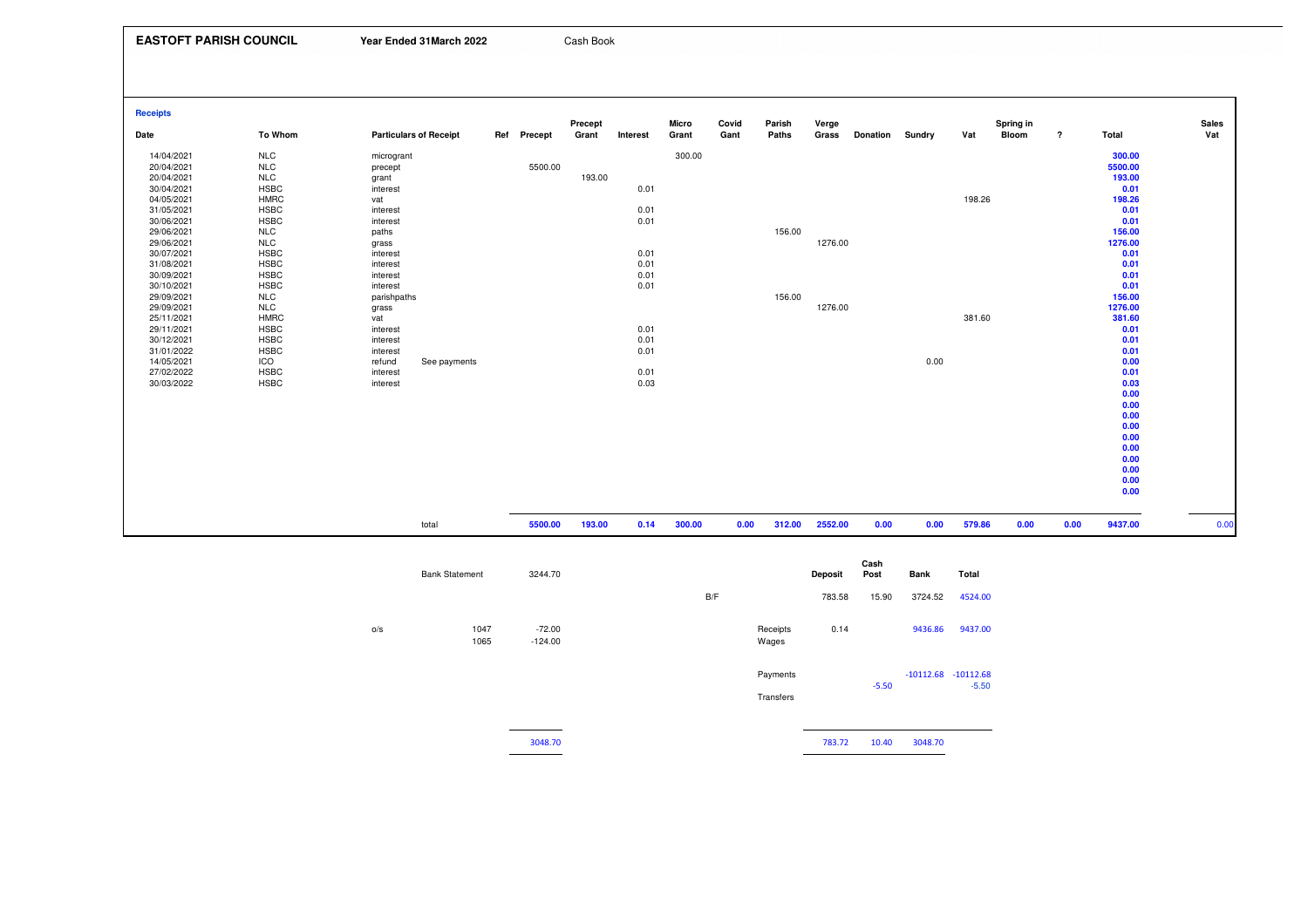**EASTOFT PARISH COUNCIL** **Year Ended 31March 2022** Cash Book

**Receipts**

| Date | To Whom | Particulars of Receipt | Ref | Precept | Precept Grant | Interest | Micro Grant | Covid Gant | Parish Paths | Verge Grass | Donation | Sundry | Vat | Spring in Bloom | ? | Total | Sales Vat |
|---|---|---|---|---|---|---|---|---|---|---|---|---|---|---|---|---|---|
| 14/04/2021 | NLC | microgrant | | | | | 300.00 | | | | | | | | | 300.00 | |
| 20/04/2021 | NLC | precept | | 5500.00 | | | | | | | | | | | | 5500.00 | |
| 20/04/2021 | NLC | grant | | | 193.00 | | | | | | | | | | | 193.00 | |
| 30/04/2021 | HSBC | interest | | | | 0.01 | | | | | | | | | | 0.01 | |
| 04/05/2021 | HMRC | vat | | | | | | | | | | | 198.26 | | | 198.26 | |
| 31/05/2021 | HSBC | interest | | | | 0.01 | | | | | | | | | | 0.01 | |
| 30/06/2021 | HSBC | interest | | | | 0.01 | | | | | | | | | | 0.01 | |
| 29/06/2021 | NLC | paths | | | | | | | 156.00 | | | | | | | 156.00 | |
| 29/06/2021 | NLC | grass | | | | | | | | 1276.00 | | | | | | 1276.00 | |
| 30/07/2021 | HSBC | interest | | | | 0.01 | | | | | | | | | | 0.01 | |
| 31/08/2021 | HSBC | interest | | | | 0.01 | | | | | | | | | | 0.01 | |
| 30/09/2021 | HSBC | interest | | | | 0.01 | | | | | | | | | | 0.01 | |
| 30/10/2021 | HSBC | interest | | | | 0.01 | | | | | | | | | | 0.01 | |
| 29/09/2021 | NLC | parishpaths | | | | | | | 156.00 | | | | | | | 156.00 | |
| 29/09/2021 | NLC | grass | | | | | | | | 1276.00 | | | | | | 1276.00 | |
| 25/11/2021 | HMRC | vat | | | | | | | | | | | 381.60 | | | 381.60 | |
| 29/11/2021 | HSBC | interest | | | | 0.01 | | | | | | | | | | 0.01 | |
| 30/12/2021 | HSBC | interest | | | | 0.01 | | | | | | | | | | 0.01 | |
| 31/01/2022 | HSBC | interest | | | | 0.01 | | | | | | | | | | 0.01 | |
| 14/05/2021 | ICO | refund See payments | | | | | | | | | | 0.00 | | | | 0.00 | |
| 27/02/2022 | HSBC | interest | | | | 0.01 | | | | | | | | | | 0.01 | |
| 30/03/2022 | HSBC | interest | | | | 0.03 | | | | | | | | | | 0.03 | |
| | | | | | | | | | | | | | | | | 0.00 | |
| | | | | | | | | | | | | | | | | 0.00 | |
| | | | | | | | | | | | | | | | | 0.00 | |
| | | | | | | | | | | | | | | | | 0.00 | |
| | | | | | | | | | | | | | | | | 0.00 | |
| | | | | | | | | | | | | | | | | 0.00 | |
| | | | | | | | | | | | | | | | | 0.00 | |
| | | | | | | | | | | | | | | | | 0.00 | |
| | | | | | | | | | | | | | | | | 0.00 | |
| | | | | | | | | | | | | | | | | 0.00 | |
| | | total | | 5500.00 | 193.00 | 0.14 | 300.00 | 0.00 | 312.00 | 2552.00 | 0.00 | 0.00 | 579.86 | 0.00 | 0.00 | 9437.00 | 0.00 |

| | | |
|---|---|---|
| Bank Statement | | 3244.70 |
| o/s | 1047 | -72.00 |
| | 1065 | -124.00 |
| | | 3048.70 |

| | Deposit | Cash Post | Bank | Total |
|---|---|---|---|---|
| B/F | 783.58 | 15.90 | 3724.52 | 4524.00 |
| Receipts | 0.14 | | 9436.86 | 9437.00 |
| Wages | | | | |
| Payments | | | -10112.68 | -10112.68 |
| | | -5.50 | | -5.50 |
| Transfers | | | | |
| | 783.72 | 10.40 | 3048.70 | |